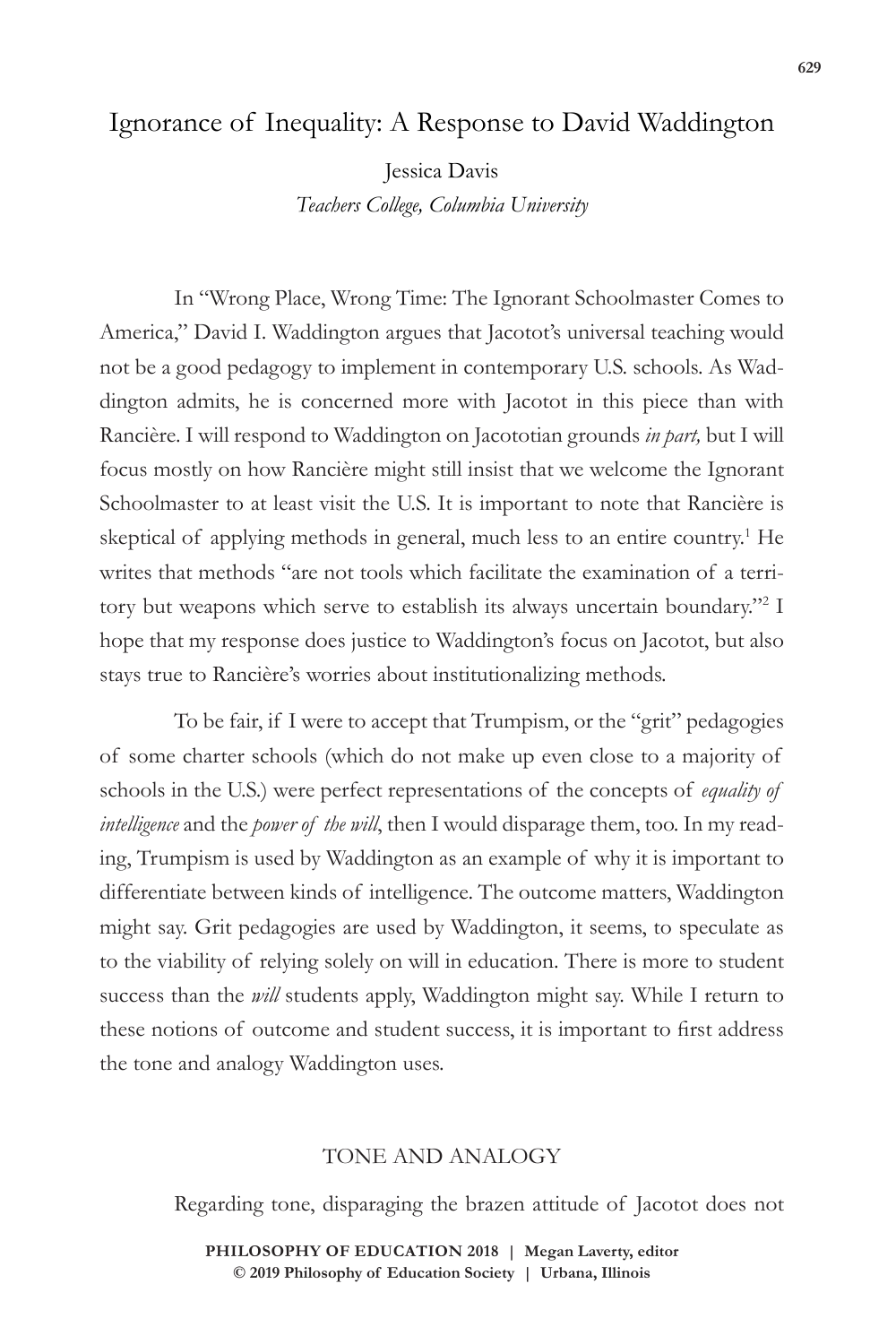# Ignorance of Inequality: A Response to David Waddington

Jessica Davis
*Teachers College, Columbia University*

In "Wrong Place, Wrong Time: The Ignorant Schoolmaster Comes to America," David I. Waddington argues that Jacotot's universal teaching would not be a good pedagogy to implement in contemporary U.S. schools. As Waddington admits, he is concerned more with Jacotot in this piece than with Rancière. I will respond to Waddington on Jacototian grounds *in part,* but I will focus mostly on how Rancière might still insist that we welcome the Ignorant Schoolmaster to at least visit the U.S. It is important to note that Rancière is skeptical of applying methods in general, much less to an entire country.[1] He writes that methods "are not tools which facilitate the examination of a territory but weapons which serve to establish its always uncertain boundary."[2] I hope that my response does justice to Waddington's focus on Jacotot, but also stays true to Rancière's worries about institutionalizing methods.

To be fair, if I were to accept that Trumpism, or the "grit" pedagogies of some charter schools (which do not make up even close to a majority of schools in the U.S.) were perfect representations of the concepts of *equality of intelligence* and the *power of the will*, then I would disparage them, too. In my reading, Trumpism is used by Waddington as an example of why it is important to differentiate between kinds of intelligence. The outcome matters, Waddington might say. Grit pedagogies are used by Waddington, it seems, to speculate as to the viability of relying solely on will in education. There is more to student success than the *will* students apply, Waddington might say. While I return to these notions of outcome and student success, it is important to first address the tone and analogy Waddington uses.

## TONE AND ANALOGY

Regarding tone, disparaging the brazen attitude of Jacotot does not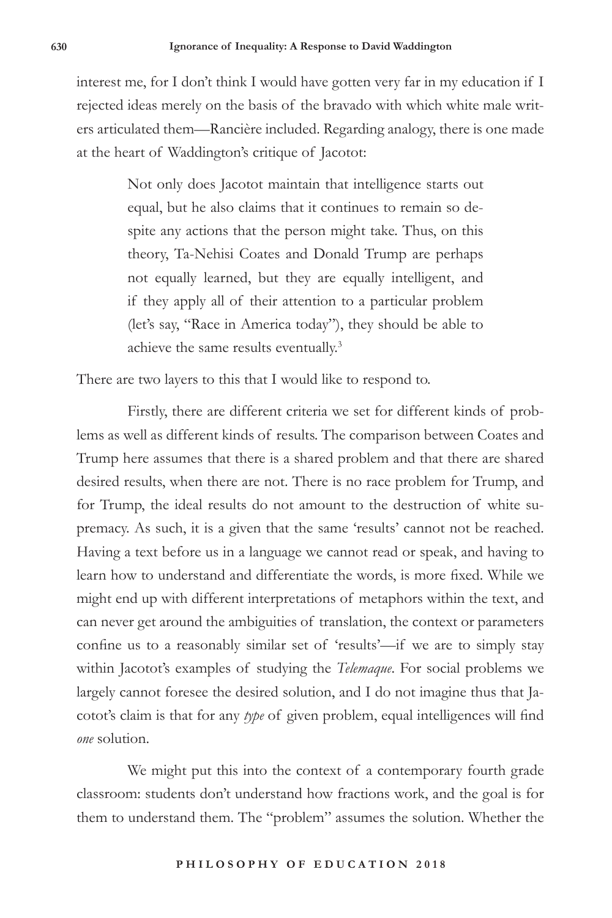interest me, for I don't think I would have gotten very far in my education if I rejected ideas merely on the basis of the bravado with which white male writers articulated them—Rancière included. Regarding analogy, there is one made at the heart of Waddington's critique of Jacotot:

> Not only does Jacotot maintain that intelligence starts out equal, but he also claims that it continues to remain so despite any actions that the person might take. Thus, on this theory, Ta-Nehisi Coates and Donald Trump are perhaps not equally learned, but they are equally intelligent, and if they apply all of their attention to a particular problem (let's say, "Race in America today"), they should be able to achieve the same results eventually.[3]

There are two layers to this that I would like to respond to.

Firstly, there are different criteria we set for different kinds of problems as well as different kinds of results. The comparison between Coates and Trump here assumes that there is a shared problem and that there are shared desired results, when there are not. There is no race problem for Trump, and for Trump, the ideal results do not amount to the destruction of white supremacy. As such, it is a given that the same 'results' cannot not be reached. Having a text before us in a language we cannot read or speak, and having to learn how to understand and differentiate the words, is more fixed. While we might end up with different interpretations of metaphors within the text, and can never get around the ambiguities of translation, the context or parameters confine us to a reasonably similar set of 'results'—if we are to simply stay within Jacotot's examples of studying the *Telemaque*. For social problems we largely cannot foresee the desired solution, and I do not imagine thus that Jacotot's claim is that for any *type* of given problem, equal intelligences will find *one* solution.

We might put this into the context of a contemporary fourth grade classroom: students don't understand how fractions work, and the goal is for them to understand them. The "problem" assumes the solution. Whether the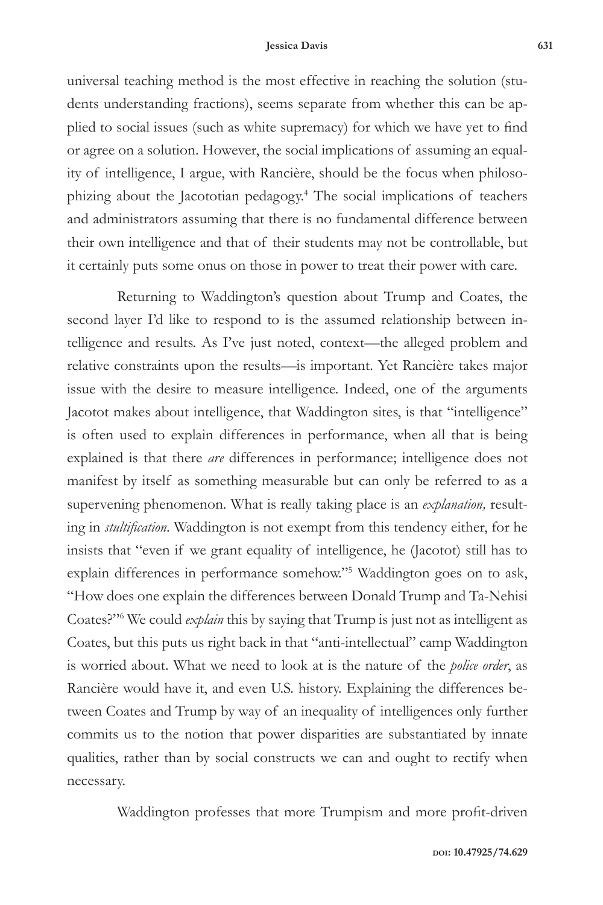universal teaching method is the most effective in reaching the solution (students understanding fractions), seems separate from whether this can be applied to social issues (such as white supremacy) for which we have yet to find or agree on a solution. However, the social implications of assuming an equality of intelligence, I argue, with Rancière, should be the focus when philosophizing about the Jacototian pedagogy.[4] The social implications of teachers and administrators assuming that there is no fundamental difference between their own intelligence and that of their students may not be controllable, but it certainly puts some onus on those in power to treat their power with care.

Returning to Waddington's question about Trump and Coates, the second layer I'd like to respond to is the assumed relationship between intelligence and results. As I've just noted, context—the alleged problem and relative constraints upon the results—is important. Yet Rancière takes major issue with the desire to measure intelligence. Indeed, one of the arguments Jacotot makes about intelligence, that Waddington sites, is that "intelligence" is often used to explain differences in performance, when all that is being explained is that there *are* differences in performance; intelligence does not manifest by itself as something measurable but can only be referred to as a supervening phenomenon. What is really taking place is an *explanation,* resulting in *stultification*. Waddington is not exempt from this tendency either, for he insists that "even if we grant equality of intelligence, he (Jacotot) still has to explain differences in performance somehow."[5] Waddington goes on to ask, "How does one explain the differences between Donald Trump and Ta-Nehisi Coates?"[6] We could *explain* this by saying that Trump is just not as intelligent as Coates, but this puts us right back in that "anti-intellectual" camp Waddington is worried about. What we need to look at is the nature of the *police order*, as Rancière would have it, and even U.S. history. Explaining the differences between Coates and Trump by way of an inequality of intelligences only further commits us to the notion that power disparities are substantiated by innate qualities, rather than by social constructs we can and ought to rectify when necessary.

Waddington professes that more Trumpism and more profit-driven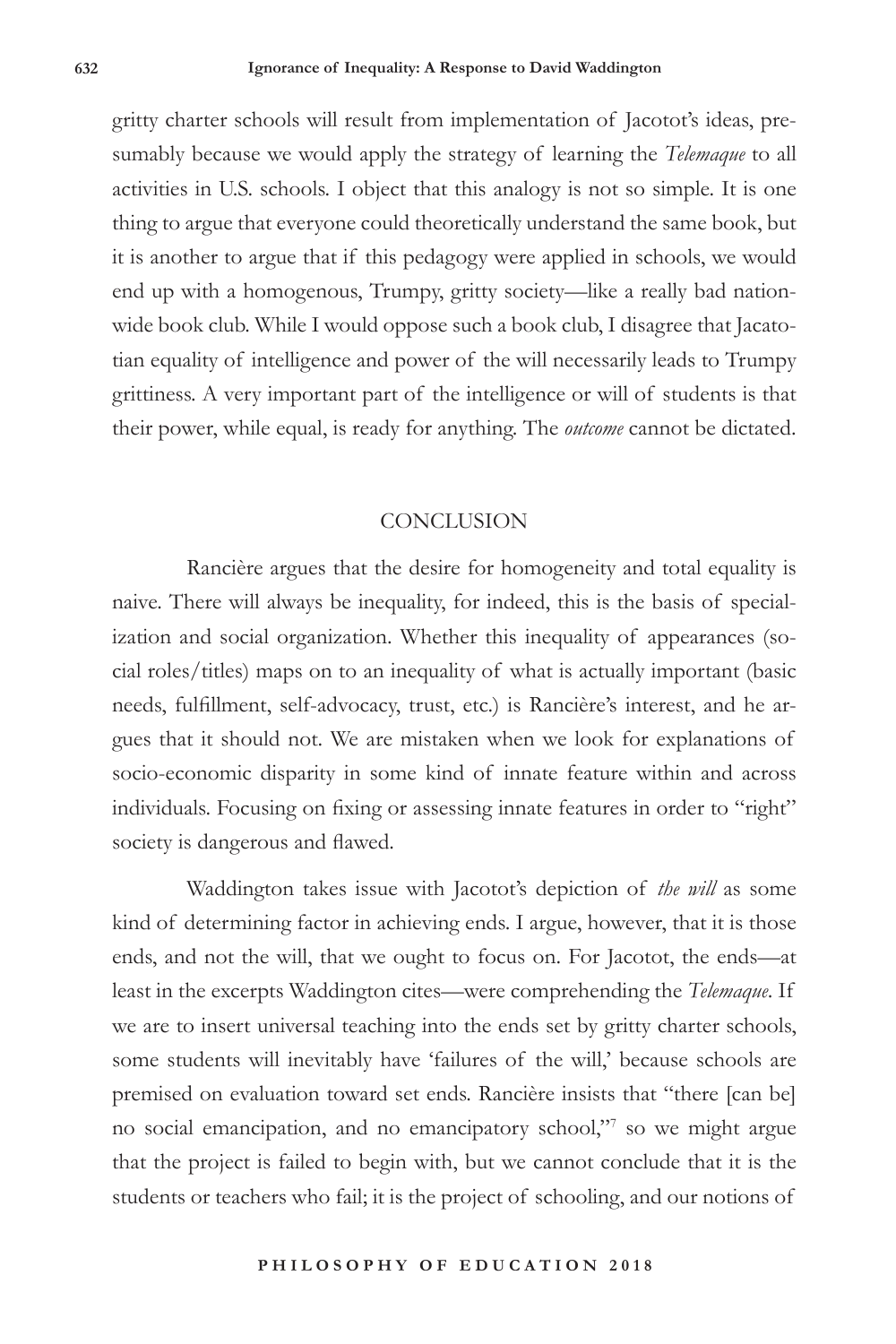gritty charter schools will result from implementation of Jacotot's ideas, presumably because we would apply the strategy of learning the *Telemaque* to all activities in U.S. schools. I object that this analogy is not so simple. It is one thing to argue that everyone could theoretically understand the same book, but it is another to argue that if this pedagogy were applied in schools, we would end up with a homogenous, Trumpy, gritty society—like a really bad nationwide book club. While I would oppose such a book club, I disagree that Jacatotian equality of intelligence and power of the will necessarily leads to Trumpy grittiness. A very important part of the intelligence or will of students is that their power, while equal, is ready for anything. The *outcome* cannot be dictated.

## CONCLUSION

Rancière argues that the desire for homogeneity and total equality is naive. There will always be inequality, for indeed, this is the basis of specialization and social organization. Whether this inequality of appearances (social roles/titles) maps on to an inequality of what is actually important (basic needs, fulfillment, self-advocacy, trust, etc.) is Rancière's interest, and he argues that it should not. We are mistaken when we look for explanations of socio-economic disparity in some kind of innate feature within and across individuals. Focusing on fixing or assessing innate features in order to "right" society is dangerous and flawed.

Waddington takes issue with Jacotot's depiction of *the will* as some kind of determining factor in achieving ends. I argue, however, that it is those ends, and not the will, that we ought to focus on. For Jacotot, the ends—at least in the excerpts Waddington cites—were comprehending the *Telemaque*. If we are to insert universal teaching into the ends set by gritty charter schools, some students will inevitably have 'failures of the will,' because schools are premised on evaluation toward set ends. Rancière insists that "there [can be] no social emancipation, and no emancipatory school,"[7] so we might argue that the project is failed to begin with, but we cannot conclude that it is the students or teachers who fail; it is the project of schooling, and our notions of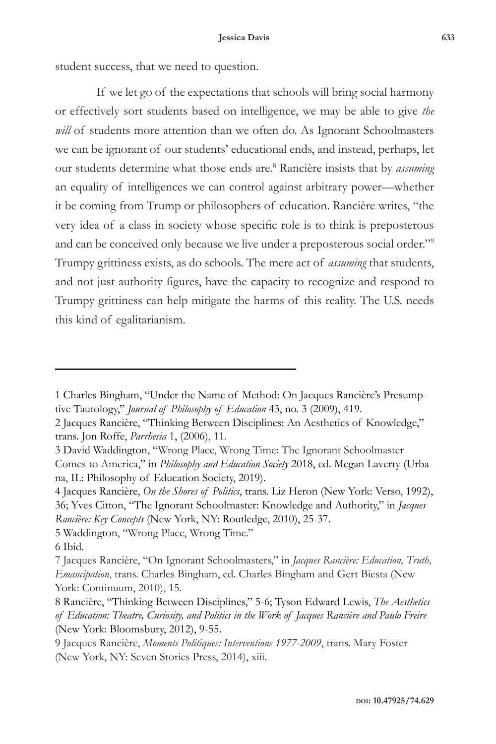student success, that we need to question.

If we let go of the expectations that schools will bring social harmony or effectively sort students based on intelligence, we may be able to give *the will* of students more attention than we often do. As Ignorant Schoolmasters we can be ignorant of our students' educational ends, and instead, perhaps, let our students determine what those ends are.[8] Rancière insists that by *assuming* an equality of intelligences we can control against arbitrary power—whether it be coming from Trump or philosophers of education. Rancière writes, "the very idea of a class in society whose specific role is to think is preposterous and can be conceived only because we live under a preposterous social order."[9] Trumpy grittiness exists, as do schools. The mere act of *assuming* that students, and not just authority figures, have the capacity to recognize and respond to Trumpy grittiness can help mitigate the harms of this reality. The U.S. needs this kind of egalitarianism.

---

1 Charles Bingham, "Under the Name of Method: On Jacques Rancière's Presumptive Tautology," *Journal of Philosophy of Education* 43, no. 3 (2009), 419.

2 Jacques Rancière, "Thinking Between Disciplines: An Aesthetics of Knowledge," trans. Jon Roffe, *Parrhesia* 1, (2006), 11.

3 David Waddington, "Wrong Place, Wrong Time: The Ignorant Schoolmaster Comes to America," in *Philosophy and Education Society* 2018, ed. Megan Laverty (Urbana, IL: Philosophy of Education Society, 2019).

4 Jacques Rancière, *On the Shores of Politics*, trans. Liz Heron (New York: Verso, 1992), 36; Yves Citton, "The Ignorant Schoolmaster: Knowledge and Authority," in *Jacques Rancière: Key Concepts* (New York, NY: Routledge, 2010), 25-37.

5 Waddington, "Wrong Place, Wrong Time."

6 Ibid.

7 Jacques Rancière, "On Ignorant Schoolmasters," in *Jacques Rancière: Education, Truth, Emancipation*, trans. Charles Bingham, ed. Charles Bingham and Gert Biesta (New York: Continuum, 2010), 15.

8 Rancière, "Thinking Between Disciplines," 5-6; Tyson Edward Lewis, *The Aesthetics of Education: Theatre, Curiosity, and Politics in the Work of Jacques Rancière and Paulo Freire* (New York: Bloomsbury, 2012), 9-55.

9 Jacques Rancière, *Moments Politiques: Interventions 1977-2009*, trans. Mary Foster (New York, NY: Seven Stories Press, 2014), xiii.